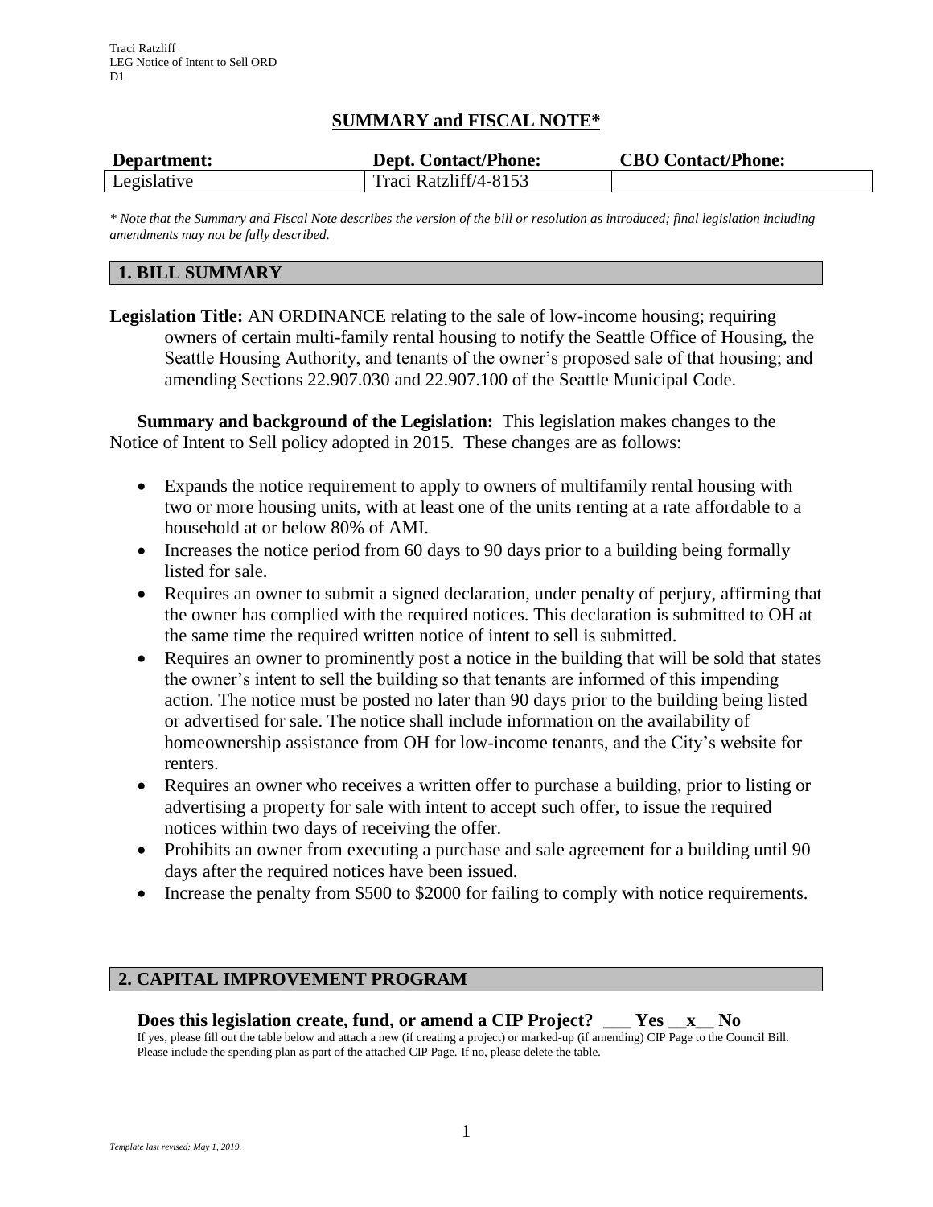Traci Ratzliff
LEG Notice of Intent to Sell ORD
D1

## SUMMARY and FISCAL NOTE*

| Department: | Dept. Contact/Phone: | CBO Contact/Phone: |
|---|---|---|
| Legislative | Traci Ratzliff/4-8153 | |

*\* Note that the Summary and Fiscal Note describes the version of the bill or resolution as introduced; final legislation including amendments may not be fully described.*

### 1. BILL SUMMARY

**Legislation Title:** AN ORDINANCE relating to the sale of low-income housing; requiring owners of certain multi-family rental housing to notify the Seattle Office of Housing, the Seattle Housing Authority, and tenants of the owner's proposed sale of that housing; and amending Sections 22.907.030 and 22.907.100 of the Seattle Municipal Code.

**Summary and background of the Legislation:** This legislation makes changes to the Notice of Intent to Sell policy adopted in 2015. These changes are as follows:

- Expands the notice requirement to apply to owners of multifamily rental housing with two or more housing units, with at least one of the units renting at a rate affordable to a household at or below 80% of AMI.
- Increases the notice period from 60 days to 90 days prior to a building being formally listed for sale.
- Requires an owner to submit a signed declaration, under penalty of perjury, affirming that the owner has complied with the required notices. This declaration is submitted to OH at the same time the required written notice of intent to sell is submitted.
- Requires an owner to prominently post a notice in the building that will be sold that states the owner's intent to sell the building so that tenants are informed of this impending action. The notice must be posted no later than 90 days prior to the building being listed or advertised for sale. The notice shall include information on the availability of homeownership assistance from OH for low-income tenants, and the City's website for renters.
- Requires an owner who receives a written offer to purchase a building, prior to listing or advertising a property for sale with intent to accept such offer, to issue the required notices within two days of receiving the offer.
- Prohibits an owner from executing a purchase and sale agreement for a building until 90 days after the required notices have been issued.
- Increase the penalty from $500 to $2000 for failing to comply with notice requirements.

### 2. CAPITAL IMPROVEMENT PROGRAM

**Does this legislation create, fund, or amend a CIP Project? \_\_\_ Yes \_\_x\_\_ No**

If yes, please fill out the table below and attach a new (if creating a project) or marked-up (if amending) CIP Page to the Council Bill. Please include the spending plan as part of the attached CIP Page. If no, please delete the table.

*Template last revised: May 1, 2019.*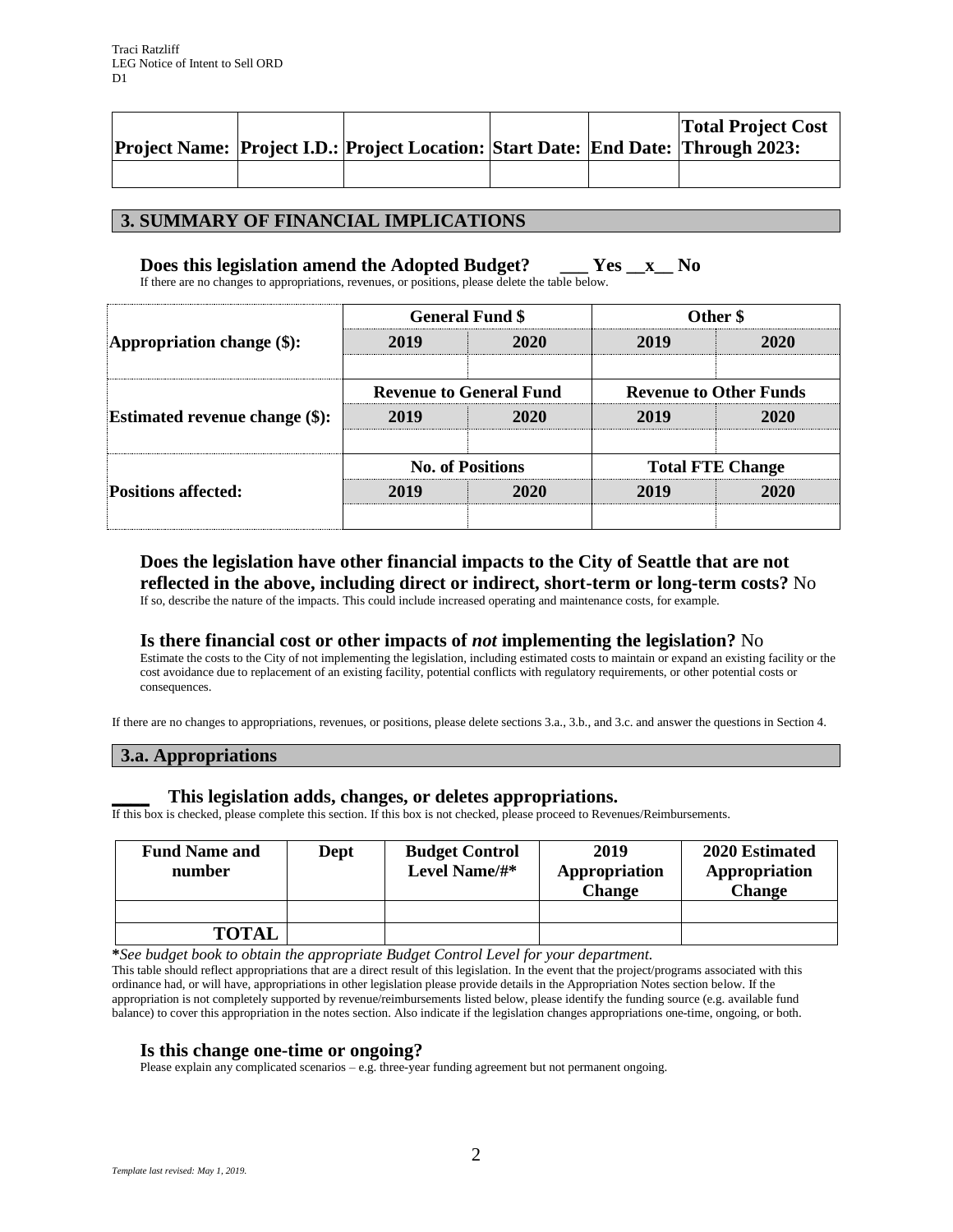| Project Name: | Project I.D.: | Project Location: | Start Date: | End Date: | Total Project Cost Through 2023: |
|---|---|---|---|---|---|
| | | | | | |

## 3. SUMMARY OF FINANCIAL IMPLICATIONS

### Does this legislation amend the Adopted Budget? ___ Yes __x__ No

If there are no changes to appropriations, revenues, or positions, please delete the table below.

| | General Fund $ | | Other $ | |
|---|---|---|---|---|
| **Appropriation change ($):** | **2019** | **2020** | **2019** | **2020** |
| | | | | |
| | **Revenue to General Fund** | | **Revenue to Other Funds** | |
| **Estimated revenue change ($):** | **2019** | **2020** | **2019** | **2020** |
| | | | | |
| | **No. of Positions** | | **Total FTE Change** | |
| **Positions affected:** | **2019** | **2020** | **2019** | **2020** |
| | | | | |

### Does the legislation have other financial impacts to the City of Seattle that are not reflected in the above, including direct or indirect, short-term or long-term costs? No

If so, describe the nature of the impacts. This could include increased operating and maintenance costs, for example.

### Is there financial cost or other impacts of *not* implementing the legislation? No

Estimate the costs to the City of not implementing the legislation, including estimated costs to maintain or expand an existing facility or the cost avoidance due to replacement of an existing facility, potential conflicts with regulatory requirements, or other potential costs or consequences.

If there are no changes to appropriations, revenues, or positions, please delete sections 3.a., 3.b., and 3.c. and answer the questions in Section 4.

## 3.a. Appropriations

### ____ This legislation adds, changes, or deletes appropriations.

If this box is checked, please complete this section. If this box is not checked, please proceed to Revenues/Reimbursements.

| Fund Name and number | Dept | Budget Control Level Name/#* | 2019 Appropriation Change | 2020 Estimated Appropriation Change |
|---|---|---|---|---|
| | | | | |
| **TOTAL** | | | | |

***See budget book to obtain the appropriate Budget Control Level for your department.***

This table should reflect appropriations that are a direct result of this legislation. In the event that the project/programs associated with this ordinance had, or will have, appropriations in other legislation please provide details in the Appropriation Notes section below. If the appropriation is not completely supported by revenue/reimbursements listed below, please identify the funding source (e.g. available fund balance) to cover this appropriation in the notes section. Also indicate if the legislation changes appropriations one-time, ongoing, or both.

### Is this change one-time or ongoing?

Please explain any complicated scenarios – e.g. three-year funding agreement but not permanent ongoing.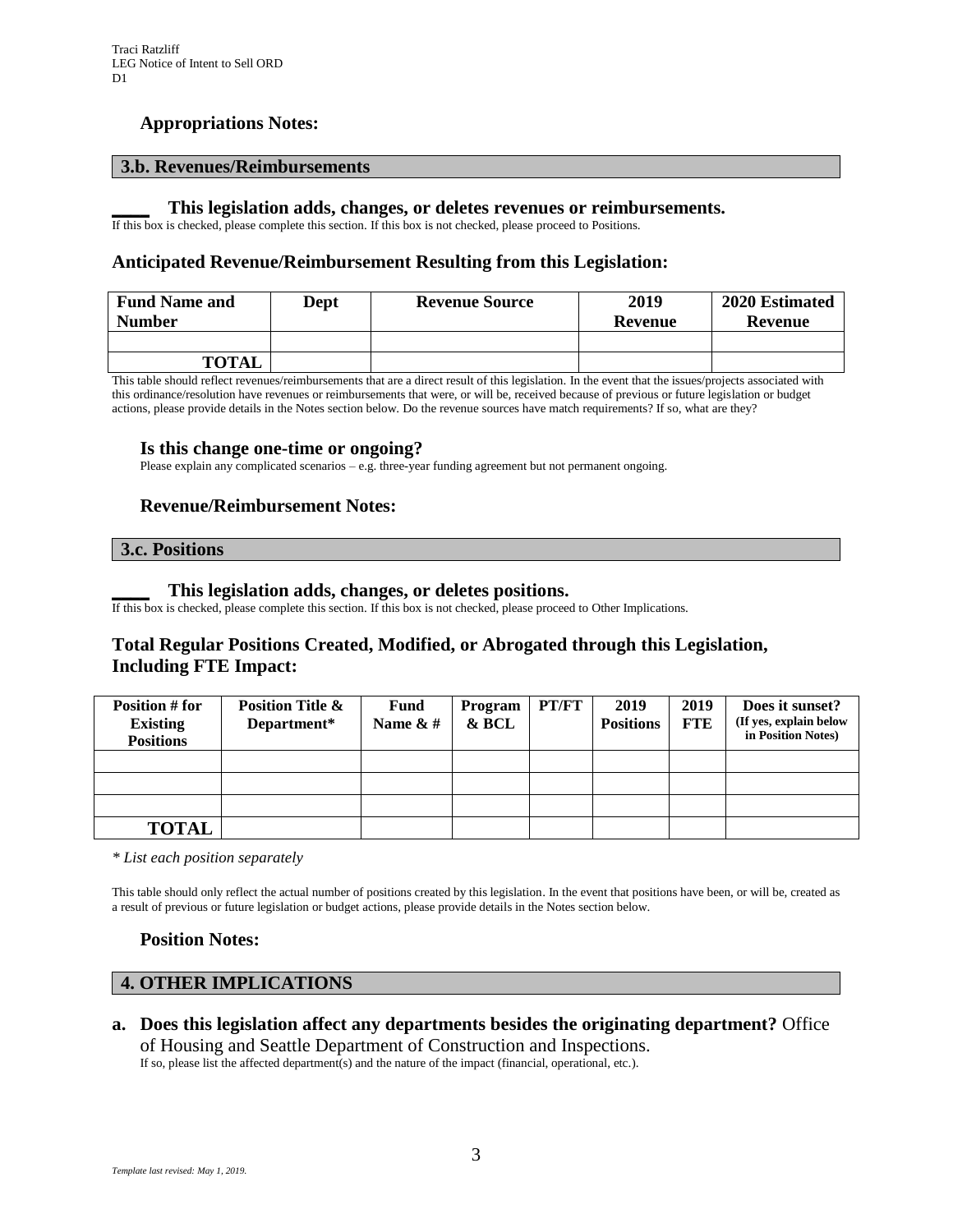### Appropriations Notes:

## 3.b. Revenues/Reimbursements

**____ This legislation adds, changes, or deletes revenues or reimbursements.**
If this box is checked, please complete this section. If this box is not checked, please proceed to Positions.

### Anticipated Revenue/Reimbursement Resulting from this Legislation:

| Fund Name and Number | Dept | Revenue Source | 2019 Revenue | 2020 Estimated Revenue |
|---|---|---|---|---|
| | | | | |
| **TOTAL** | | | | |

This table should reflect revenues/reimbursements that are a direct result of this legislation. In the event that the issues/projects associated with this ordinance/resolution have revenues or reimbursements that were, or will be, received because of previous or future legislation or budget actions, please provide details in the Notes section below. Do the revenue sources have match requirements? If so, what are they?

**Is this change one-time or ongoing?**
Please explain any complicated scenarios – e.g. three-year funding agreement but not permanent ongoing.

### Revenue/Reimbursement Notes:

## 3.c. Positions

**____ This legislation adds, changes, or deletes positions.**
If this box is checked, please complete this section. If this box is not checked, please proceed to Other Implications.

### Total Regular Positions Created, Modified, or Abrogated through this Legislation, Including FTE Impact:

| Position # for Existing Positions | Position Title & Department* | Fund Name & # | Program & BCL | PT/FT | 2019 Positions | 2019 FTE | Does it sunset? (If yes, explain below in Position Notes) |
|---|---|---|---|---|---|---|---|
| | | | | | | | |
| | | | | | | | |
| | | | | | | | |
| **TOTAL** | | | | | | | |

*\* List each position separately*

This table should only reflect the actual number of positions created by this legislation. In the event that positions have been, or will be, created as a result of previous or future legislation or budget actions, please provide details in the Notes section below.

### Position Notes:

## 4. OTHER IMPLICATIONS

a. **Does this legislation affect any departments besides the originating department?** Office of Housing and Seattle Department of Construction and Inspections.
If so, please list the affected department(s) and the nature of the impact (financial, operational, etc.).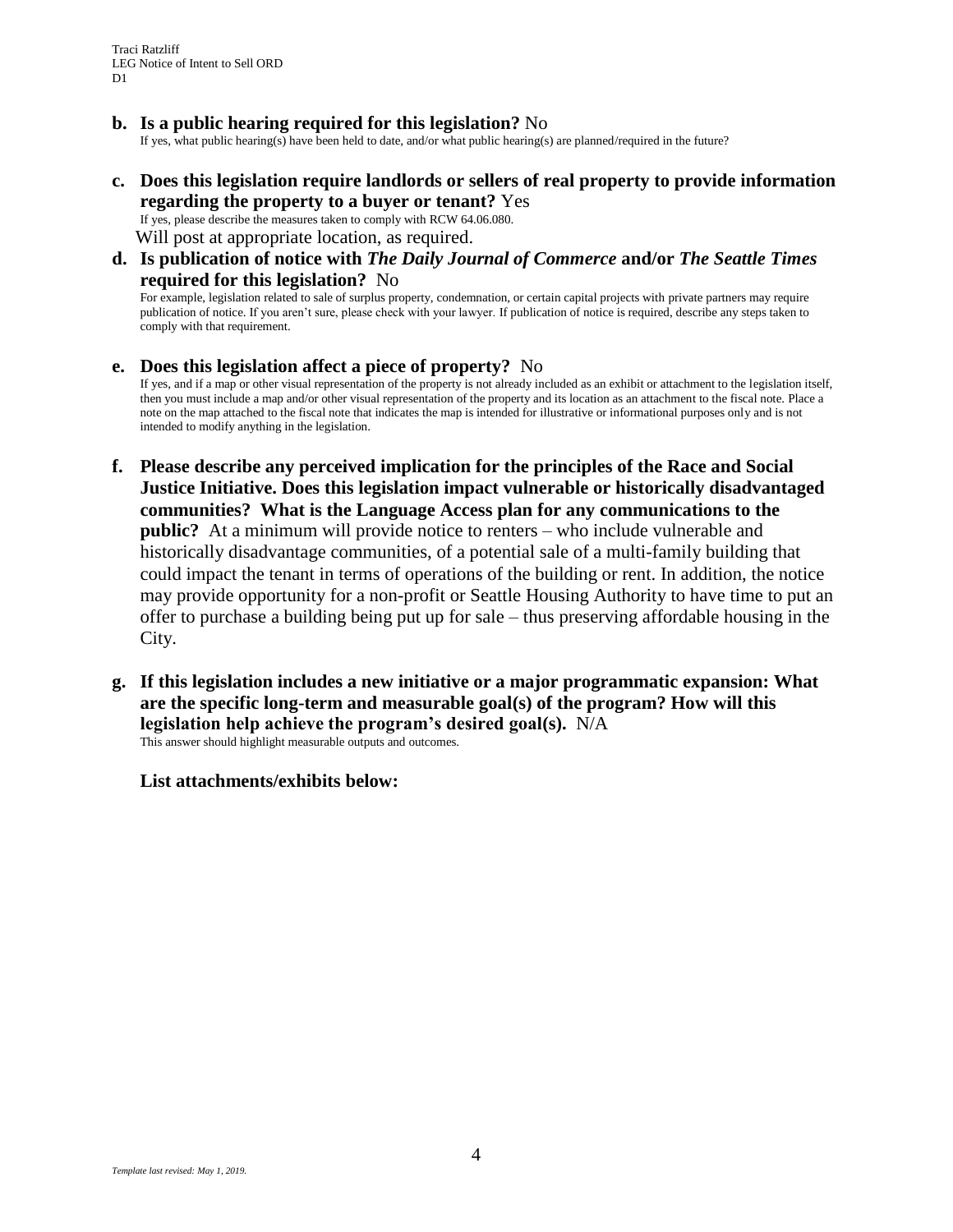**b. Is a public hearing required for this legislation?** No

If yes, what public hearing(s) have been held to date, and/or what public hearing(s) are planned/required in the future?

**c. Does this legislation require landlords or sellers of real property to provide information regarding the property to a buyer or tenant?** Yes

If yes, please describe the measures taken to comply with RCW 64.06.080.

Will post at appropriate location, as required.

**d. Is publication of notice with *The Daily Journal of Commerce* and/or *The Seattle Times* required for this legislation?** No

For example, legislation related to sale of surplus property, condemnation, or certain capital projects with private partners may require publication of notice. If you aren't sure, please check with your lawyer. If publication of notice is required, describe any steps taken to comply with that requirement.

**e. Does this legislation affect a piece of property?** No

If yes, and if a map or other visual representation of the property is not already included as an exhibit or attachment to the legislation itself, then you must include a map and/or other visual representation of the property and its location as an attachment to the fiscal note. Place a note on the map attached to the fiscal note that indicates the map is intended for illustrative or informational purposes only and is not intended to modify anything in the legislation.

**f. Please describe any perceived implication for the principles of the Race and Social Justice Initiative. Does this legislation impact vulnerable or historically disadvantaged communities? What is the Language Access plan for any communications to the public?** At a minimum will provide notice to renters – who include vulnerable and historically disadvantage communities, of a potential sale of a multi-family building that could impact the tenant in terms of operations of the building or rent. In addition, the notice may provide opportunity for a non-profit or Seattle Housing Authority to have time to put an offer to purchase a building being put up for sale – thus preserving affordable housing in the City.

**g. If this legislation includes a new initiative or a major programmatic expansion: What are the specific long-term and measurable goal(s) of the program? How will this legislation help achieve the program's desired goal(s).** N/A

This answer should highlight measurable outputs and outcomes.

**List attachments/exhibits below:**